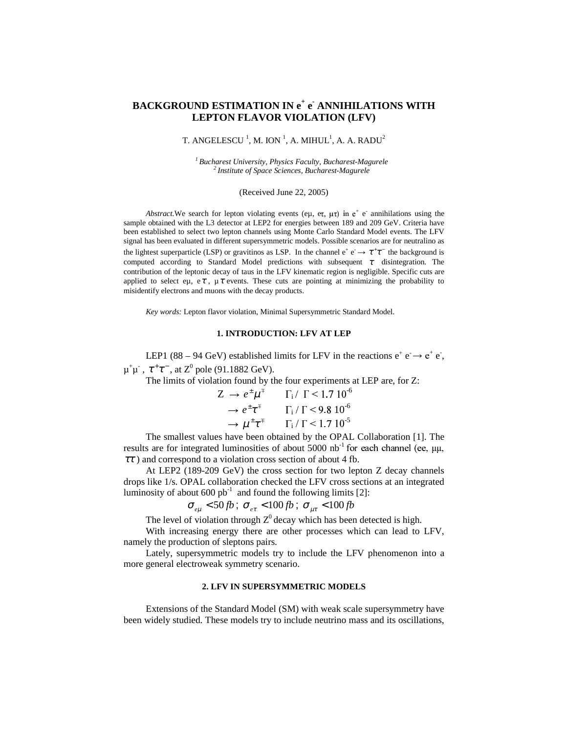# BACKGROUND ESTIMATION IN $e^+ e^-$ ANNIHILATIONS WITH LEPTON FLAVOR VIOLATION (LFV)

T. ANGELESCU [1], M. ION [1], A. MIHUL[1], A. A. RADU[2]

[1] *Bucharest University, Physics Faculty, Bucharest-Magurele*
[2] *Institute of Space Sciences, Bucharest-Magurele*

(Received June 22, 2005)

*Abstract.*We search for lepton violating events (eμ, eτ, μτ) in $e^+ e^-$ annihilations using the sample obtained with the L3 detector at LEP2 for energies between 189 and 209 GeV. Criteria have been established to select two lepton channels using Monte Carlo Standard Model events. The LFV signal has been evaluated in different supersymmetric models. Possible scenarios are for neutralino as the lightest superparticle (LSP) or gravitinos as LSP. In the channel $e^+ e^- \rightarrow \tau^+\tau^-$ the background is computed according to Standard Model predictions with subsequent $\tau$ disintegration. The contribution of the leptonic decay of taus in the LFV kinematic region is negligible. Specific cuts are applied to select eμ, e$\tau$, μ$\tau$ events. These cuts are pointing at minimizing the probability to misidentify electrons and muons with the decay products.

*Key words:* Lepton flavor violation, Minimal Supersymmetric Standard Model.

## 1. INTRODUCTION: LFV AT LEP

LEP1 (88 – 94 GeV) established limits for LFV in the reactions $e^+ e^- \rightarrow e^+ e^-$, $\mu^+\mu^-$, $\tau^+\tau^-$, at $Z^0$ pole (91.1882 GeV).

The limits of violation found by the four experiments at LEP are, for Z:

$$
\begin{aligned}
Z \;&\rightarrow e^{\pm}\mu^{\mp} \qquad \Gamma_i / \Gamma < 1.7\ 10^{-6} \\
&\rightarrow e^{\pm}\tau^{\mp} \qquad \Gamma_i / \Gamma < 9.8\ 10^{-6} \\
&\rightarrow \mu^{\pm}\tau^{\mp} \qquad \Gamma_i / \Gamma < 1.7\ 10^{-5}
\end{aligned}
$$

The smallest values have been obtained by the OPAL Collaboration [1]. The results are for integrated luminosities of about 5000 $nb^{-1}$ for each channel (ee, μμ, $\tau\tau$) and correspond to a violation cross section of about 4 fb.

At LEP2 (189-209 GeV) the cross section for two lepton Z decay channels drops like 1/s. OPAL collaboration checked the LFV cross sections at an integrated luminosity of about 600 $pb^{-1}$ and found the following limits [2]:

$$\sigma_{e\mu} < 50\,fb\,;\; \sigma_{e\tau} < 100\,fb\,;\; \sigma_{\mu\tau} < 100\,fb$$

The level of violation through $Z^0$ decay which has been detected is high.

With increasing energy there are other processes which can lead to LFV, namely the production of sleptons pairs.

Lately, supersymmetric models try to include the LFV phenomenon into a more general electroweak symmetry scenario.

## 2. LFV IN SUPERSYMMETRIC MODELS

Extensions of the Standard Model (SM) with weak scale supersymmetry have been widely studied. These models try to include neutrino mass and its oscillations,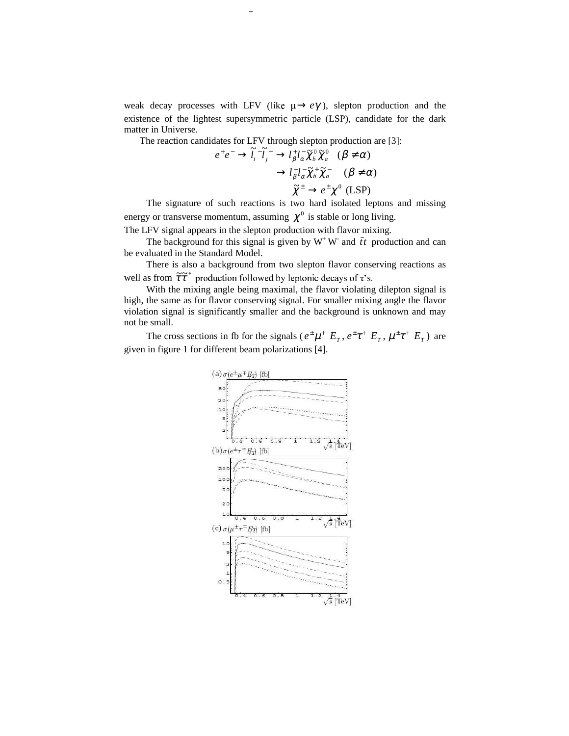weak decay processes with LFV (like $\mu \to e\gamma$), slepton production and the existence of the lightest supersymmetric particle (LSP), candidate for the dark matter in Universe.

The reaction candidates for LFV through slepton production are [3]:

$$e^+e^- \to \tilde{l}_i^- \tilde{l}_j^+ \to l_\beta^+ l_\alpha^- \tilde{\chi}_b^0 \tilde{\chi}_a^0 \quad (\beta \neq \alpha)$$

$$\to l_\beta^+ l_\alpha^- \tilde{\chi}_b^+ \tilde{\chi}_a^- \quad (\beta \neq \alpha)$$

$$\tilde{\chi}^\pm \to e^\pm \chi^0 \text{ (LSP)}$$

The signature of such reactions is two hard isolated leptons and missing energy or transverse momentum, assuming $\chi^0$ is stable or long living.

The LFV signal appears in the slepton production with flavor mixing.

The background for this signal is given by $W^+ W^-$ and $\bar{t}t$ production and can be evaluated in the Standard Model.

There is also a background from two slepton flavor conserving reactions as well as from $\tilde{\tau}\tilde{\tau}^*$ production followed by leptonic decays of $\tau$'s.

With the mixing angle being maximal, the flavor violating dilepton signal is high, the same as for flavor conserving signal. For smaller mixing angle the flavor violation signal is significantly smaller and the background is unknown and may not be small.

The cross sections in fb for the signals ($e^\pm \mu^\mp\ E_T$, $e^\pm \tau^\mp\ E_T$, $\mu^\pm \tau^\mp\ E_T$) are given in figure 1 for different beam polarizations [4].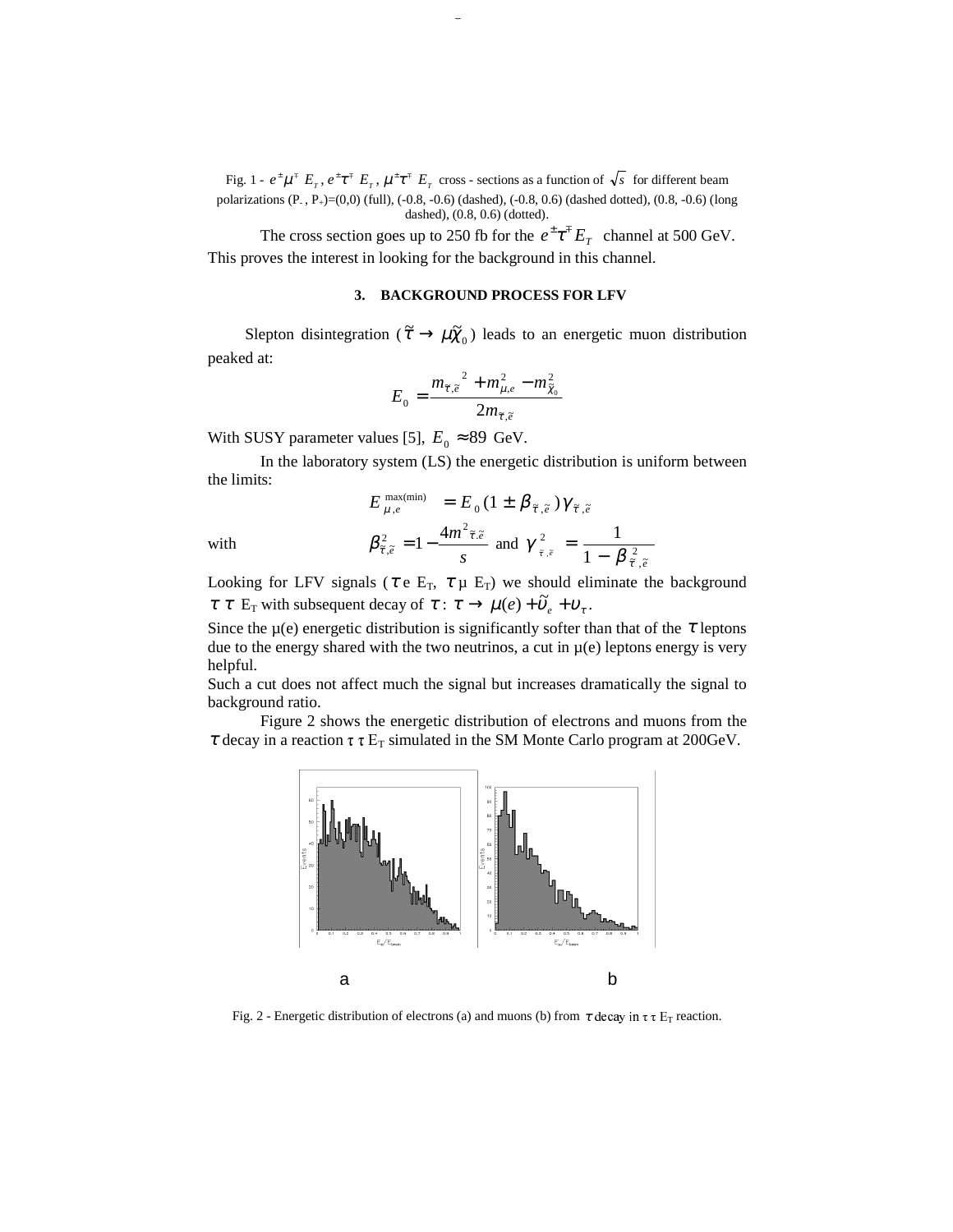Fig. 1 - $e^{\pm}\mu^{\mp}\ E_T$, $e^{\pm}\tau^{\mp}\ E_T$, $\mu^{\pm}\tau^{\mp}\ E_T$ cross - sections as a function of $\sqrt{s}$ for different beam polarizations ($P_-$, $P_+$)=(0,0) (full), (-0.8, -0.6) (dashed), (-0.8, 0.6) (dashed dotted), (0.8, -0.6) (long dashed), (0.8, 0.6) (dotted).

The cross section goes up to 250 fb for the $e^{\pm}\tau^{\mp}E_T$ channel at 500 GeV. This proves the interest in looking for the background in this channel.

### 3. BACKGROUND PROCESS FOR LFV

Slepton disintegration ($\tilde{\tau} \to \mu\tilde{\chi}_0$) leads to an energetic muon distribution peaked at:

$$E_0 = \frac{m_{\tilde{\tau},\tilde{e}}^{\ 2} + m_{\mu,e}^2 - m_{\tilde{\chi}_0}^2}{2m_{\tilde{\tau},\tilde{e}}}$$

With SUSY parameter values [5], $E_0 \approx 89$ GeV.

In the laboratory system (LS) the energetic distribution is uniform between the limits:

$$E_{\mu,e}^{\max(\min)} = E_0(1 \pm \beta_{\tilde{\tau},\tilde{e}})\gamma_{\tilde{\tau},\tilde{e}}$$

with $$\beta_{\tilde{\tau},\tilde{e}}^2 = 1 - \frac{4m^2_{\tilde{\tau},\tilde{e}}}{s} \text{ and } \gamma^2_{\tilde{\tau},\tilde{e}} = \frac{1}{1-\beta^2_{\tilde{\tau},\tilde{e}}}$$

Looking for LFV signals ($\tau$ e $E_T$, $\tau$ μ $E_T$) we should eliminate the background $\tau\ \tau$ $E_T$ with subsequent decay of $\tau$: $\tau \to \mu(e) + \tilde{\upsilon}_e + \upsilon_\tau$.

Since the μ(e) energetic distribution is significantly softer than that of the $\tau$ leptons due to the energy shared with the two neutrinos, a cut in μ(e) leptons energy is very helpful.

Such a cut does not affect much the signal but increases dramatically the signal to background ratio.

Figure 2 shows the energetic distribution of electrons and muons from the $\tau$ decay in a reaction τ τ $E_T$ simulated in the SM Monte Carlo program at 200GeV.

a b

Fig. 2 - Energetic distribution of electrons (a) and muons (b) from $\tau$ decay in τ τ $E_T$ reaction.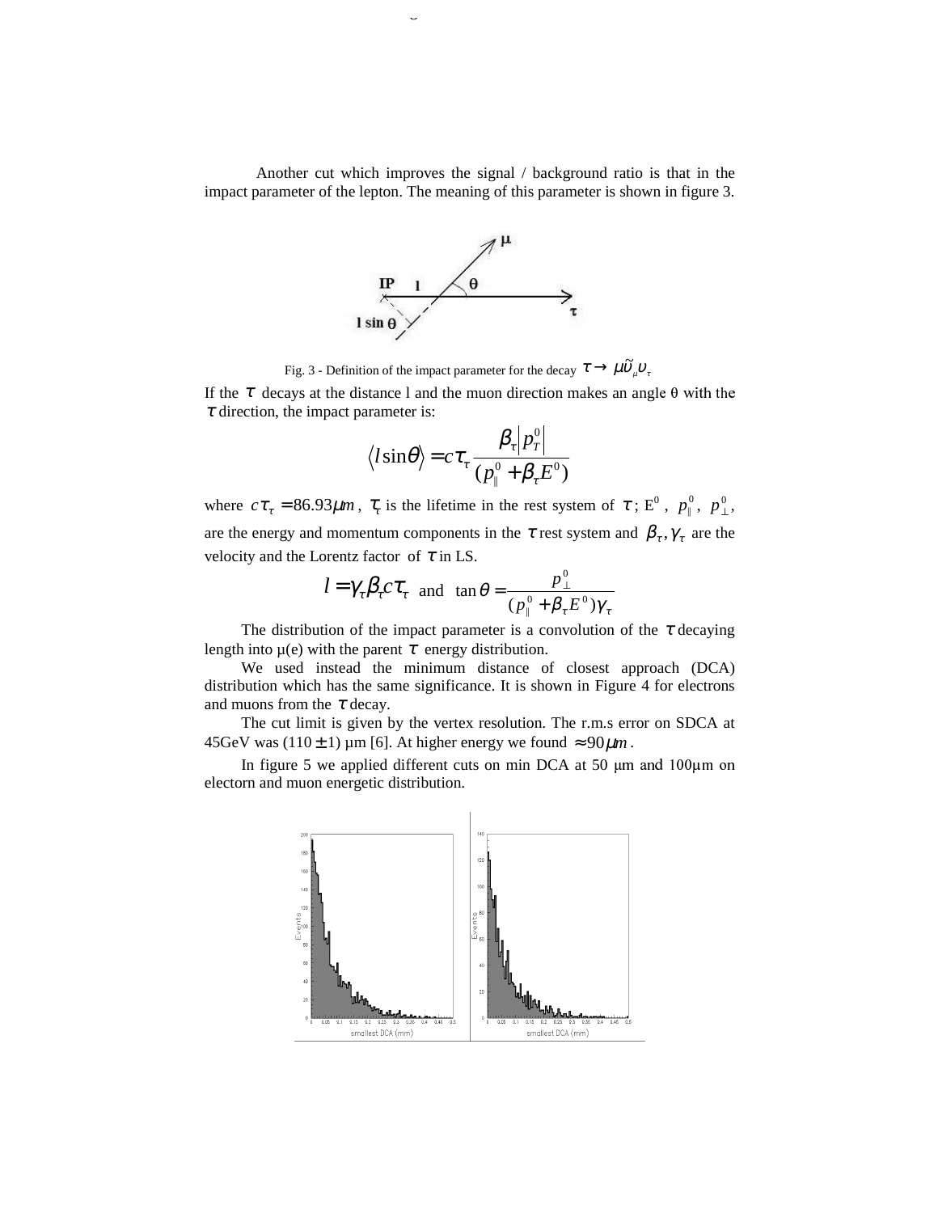Another cut which improves the signal / background ratio is that in the impact parameter of the lepton. The meaning of this parameter is shown in figure 3.

Fig. 3 - Definition of the impact parameter for the decay $\tau \to \mu \tilde{\upsilon}_{\mu} \upsilon_{\tau}$

If the $\tau$ decays at the distance l and the muon direction makes an angle θ with the $\tau$ direction, the impact parameter is:

$$\langle l \sin\theta \rangle = c\tau_{\tau} \frac{\beta_{\tau} |p_T^0|}{(p_{\parallel}^0 + \beta_{\tau} E^0)}$$

where $c\tau_{\tau} = 86.93 \mu m$, $\tau_{\tau}$ is the lifetime in the rest system of $\tau$; $E^0$, $p_{\parallel}^0$, $p_{\perp}^0$, are the energy and momentum components in the $\tau$ rest system and $\beta_{\tau}, \gamma_{\tau}$ are the velocity and the Lorentz factor of $\tau$ in LS.

$$l = \gamma_{\tau} \beta_{\tau} c\tau_{\tau} \quad \text{and} \quad \tan\theta = \frac{p_{\perp}^0}{(p_{\parallel}^0 + \beta_{\tau} E^0)\gamma_{\tau}}$$

The distribution of the impact parameter is a convolution of the $\tau$ decaying length into μ(e) with the parent $\tau$ energy distribution.

We used instead the minimum distance of closest approach (DCA) distribution which has the same significance. It is shown in Figure 4 for electrons and muons from the $\tau$ decay.

The cut limit is given by the vertex resolution. The r.m.s error on SDCA at 45GeV was $(110 \pm 1)$ μm [6]. At higher energy we found $\approx 90 \mu m$.

In figure 5 we applied different cuts on min DCA at 50 μm and 100μm on electorn and muon energetic distribution.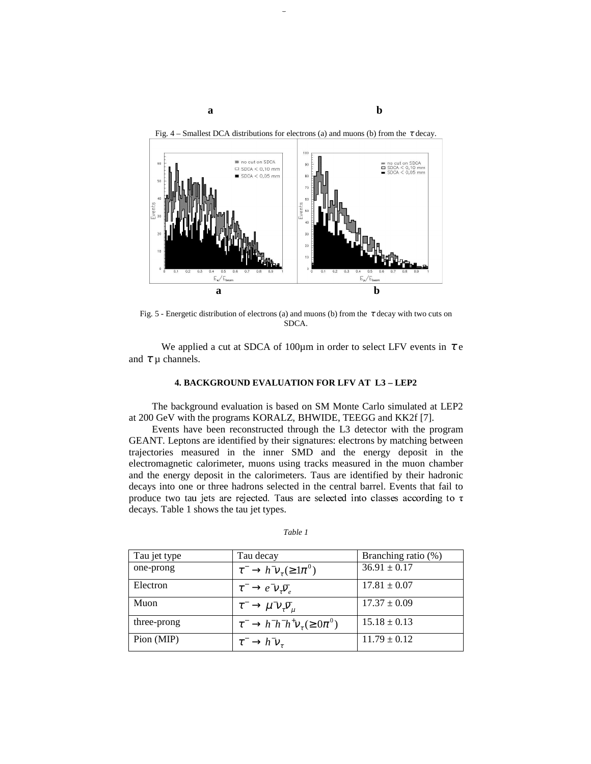**a** **b**

Fig. 4 – Smallest DCA distributions for electrons (a) and muons (b) from the $\tau$ decay.

**a** **b**

Fig. 5 - Energetic distribution of electrons (a) and muons (b) from the $\tau$ decay with two cuts on SDCA.

We applied a cut at SDCA of 100μm in order to select LFV events in $\tau$ e and $\tau$ μ channels.

### 4. BACKGROUND EVALUATION FOR LFV AT L3 – LEP2

The background evaluation is based on SM Monte Carlo simulated at LEP2 at 200 GeV with the programs KORALZ, BHWIDE, TEEGG and KK2f [7].

Events have been reconstructed through the L3 detector with the program GEANT. Leptons are identified by their signatures: electrons by matching between trajectories measured in the inner SMD and the energy deposit in the electromagnetic calorimeter, muons using tracks measured in the muon chamber and the energy deposit in the calorimeters. Taus are identified by their hadronic decays into one or three hadrons selected in the central barrel. Events that fail to produce two tau jets are rejected. Taus are selected into classes according to τ decays. Table 1 shows the tau jet types.

*Table 1*

| Tau jet type | Tau decay | Branching ratio (%) |
|---|---|---|
| one-prong | $\tau^- \rightarrow h^- \nu_\tau (\geq 1\pi^0)$ | 36.91 ± 0.17 |
| Electron | $\tau^- \rightarrow e^- \nu_\tau \bar{\nu}_e$ | 17.81 ± 0.07 |
| Muon | $\tau^- \rightarrow \mu^- \nu_\tau \bar{\nu}_\mu$ | 17.37 ± 0.09 |
| three-prong | $\tau^- \rightarrow h^- h^- h^+ \nu_\tau (\geq 0\pi^0)$ | 15.18 ± 0.13 |
| Pion (MIP) | $\tau^- \rightarrow h^- \nu_\tau$ | 11.79 ± 0.12 |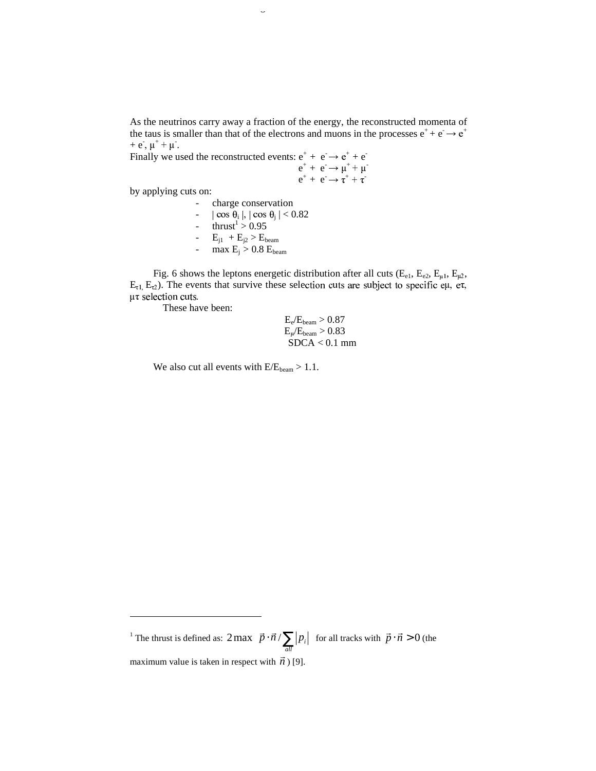As the neutrinos carry away a fraction of the energy, the reconstructed momenta of the taus is smaller than that of the electrons and muons in the processes $e^+ + e^- \rightarrow e^+ + e^-$, $\mu^+ + \mu^-$.

Finally we used the reconstructed events: $e^+ + e^- \rightarrow e^+ + e^-$

$e^+ + e^- \rightarrow \mu^+ + \mu^-$

$e^+ + e^- \rightarrow \tau^+ + \tau^-$

by applying cuts on:

- charge conservation
- $|\cos\theta_i|$, $|\cos\theta_j| < 0.82$
- thrust[1] $> 0.95$
- $E_{j1} + E_{j2} > E_{beam}$
- $\max E_j > 0.8\, E_{beam}$

Fig. 6 shows the leptons energetic distribution after all cuts ($E_{e1}$, $E_{e2}$, $E_{\mu 1}$, $E_{\mu 2}$, $E_{\tau 1}$, $E_{\tau 2}$). The events that survive these selection cuts are subject to specific $e\mu$, $e\tau$, $\mu\tau$ selection cuts.

These have been:

$E_e/E_{beam} > 0.87$

$E_\mu/E_{beam} > 0.83$

SDCA $< 0.1$ mm

We also cut all events with $E/E_{beam} > 1.1$.

---

[1] The thrust is defined as: $2\max \ \vec{p}\cdot\vec{n} / \sum_{all} |p_i|$ for all tracks with $\vec{p}\cdot\vec{n} > 0$ (the maximum value is taken in respect with $\vec{n}$) [9].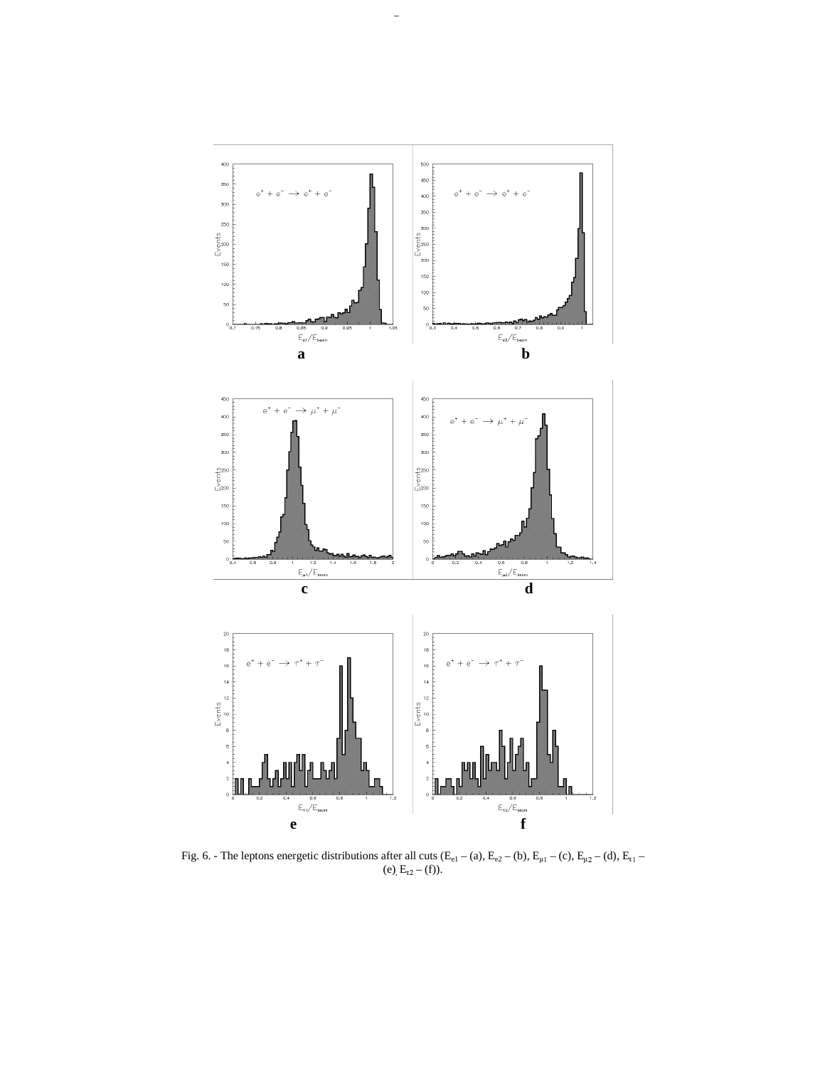Fig. 6. - The leptons energetic distributions after all cuts ($E_{e1}$ – (a), $E_{e2}$ – (b), $E_{\mu1}$ – (c), $E_{\mu2}$ – (d), $E_{\tau1}$ – (e), $E_{\tau2}$ – (f)).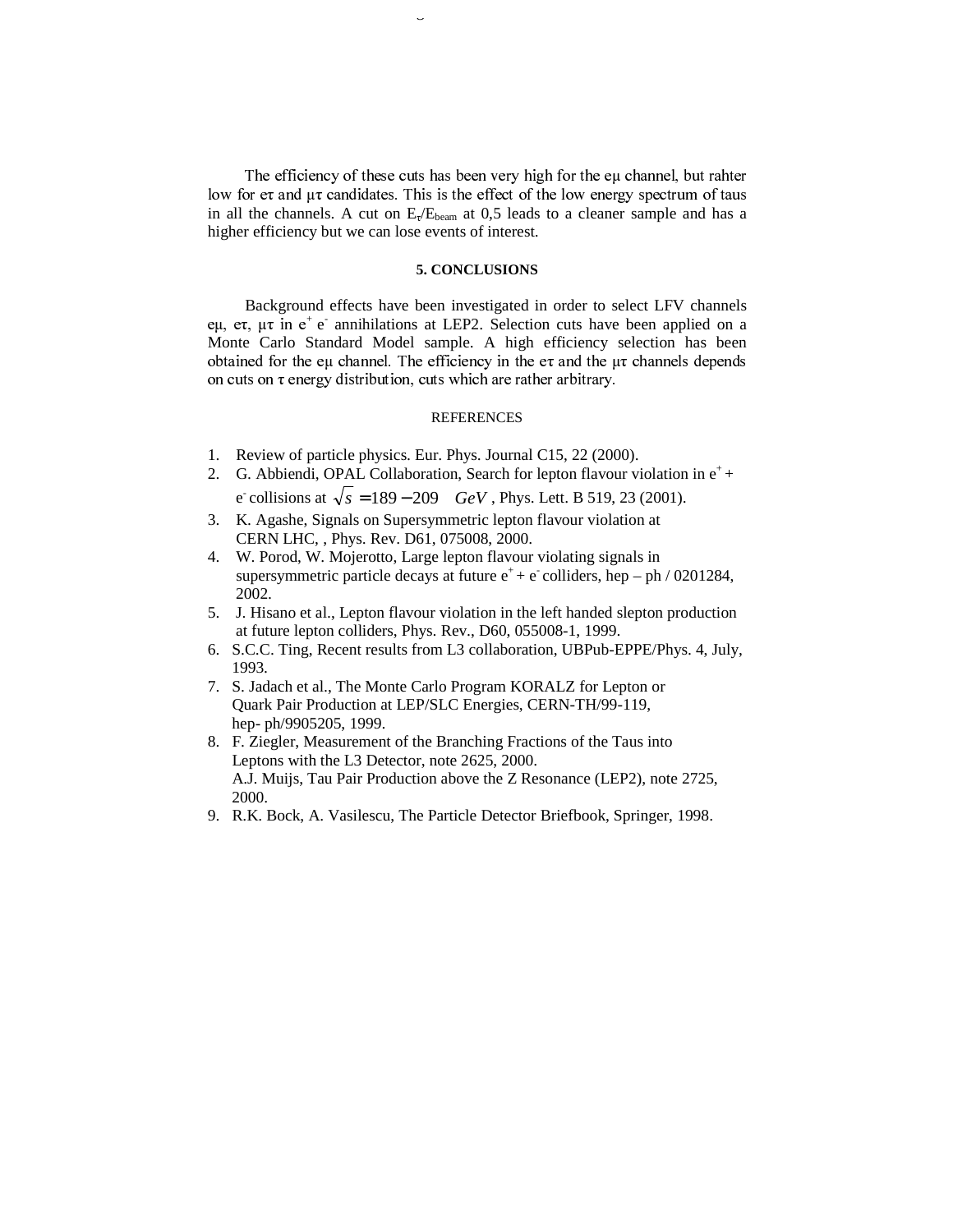The efficiency of these cuts has been very high for the eμ channel, but rahter low for eτ and μτ candidates. This is the effect of the low energy spectrum of taus in all the channels. A cut on $E_\tau/E_{beam}$ at 0,5 leads to a cleaner sample and has a higher efficiency but we can lose events of interest.

## 5. CONCLUSIONS

Background effects have been investigated in order to select LFV channels eμ, eτ, μτ in $e^+ e^-$ annihilations at LEP2. Selection cuts have been applied on a Monte Carlo Standard Model sample. A high efficiency selection has been obtained for the eμ channel. The efficiency in the eτ and the μτ channels depends on cuts on τ energy distribution, cuts which are rather arbitrary.

## REFERENCES

1. Review of particle physics. Eur. Phys. Journal C15, 22 (2000).
2. G. Abbiendi, OPAL Collaboration, Search for lepton flavour violation in $e^+$ + $e^-$ collisions at $\sqrt{s} = 189 - 209 \quad GeV$ , Phys. Lett. B 519, 23 (2001).
3. K. Agashe, Signals on Supersymmetric lepton flavour violation at CERN LHC, , Phys. Rev. D61, 075008, 2000.
4. W. Porod, W. Mojerotto, Large lepton flavour violating signals in supersymmetric particle decays at future $e^+$ + $e^-$ colliders, hep – ph / 0201284, 2002.
5. J. Hisano et al., Lepton flavour violation in the left handed slepton production at future lepton colliders, Phys. Rev., D60, 055008-1, 1999.
6. S.C.C. Ting, Recent results from L3 collaboration, UBPub-EPPE/Phys. 4, July, 1993.
7. S. Jadach et al., The Monte Carlo Program KORALZ for Lepton or Quark Pair Production at LEP/SLC Energies, CERN-TH/99-119, hep- ph/9905205, 1999.
8. F. Ziegler, Measurement of the Branching Fractions of the Taus into Leptons with the L3 Detector, note 2625, 2000.
   A.J. Muijs, Tau Pair Production above the Z Resonance (LEP2), note 2725, 2000.
9. R.K. Bock, A. Vasilescu, The Particle Detector Briefbook, Springer, 1998.